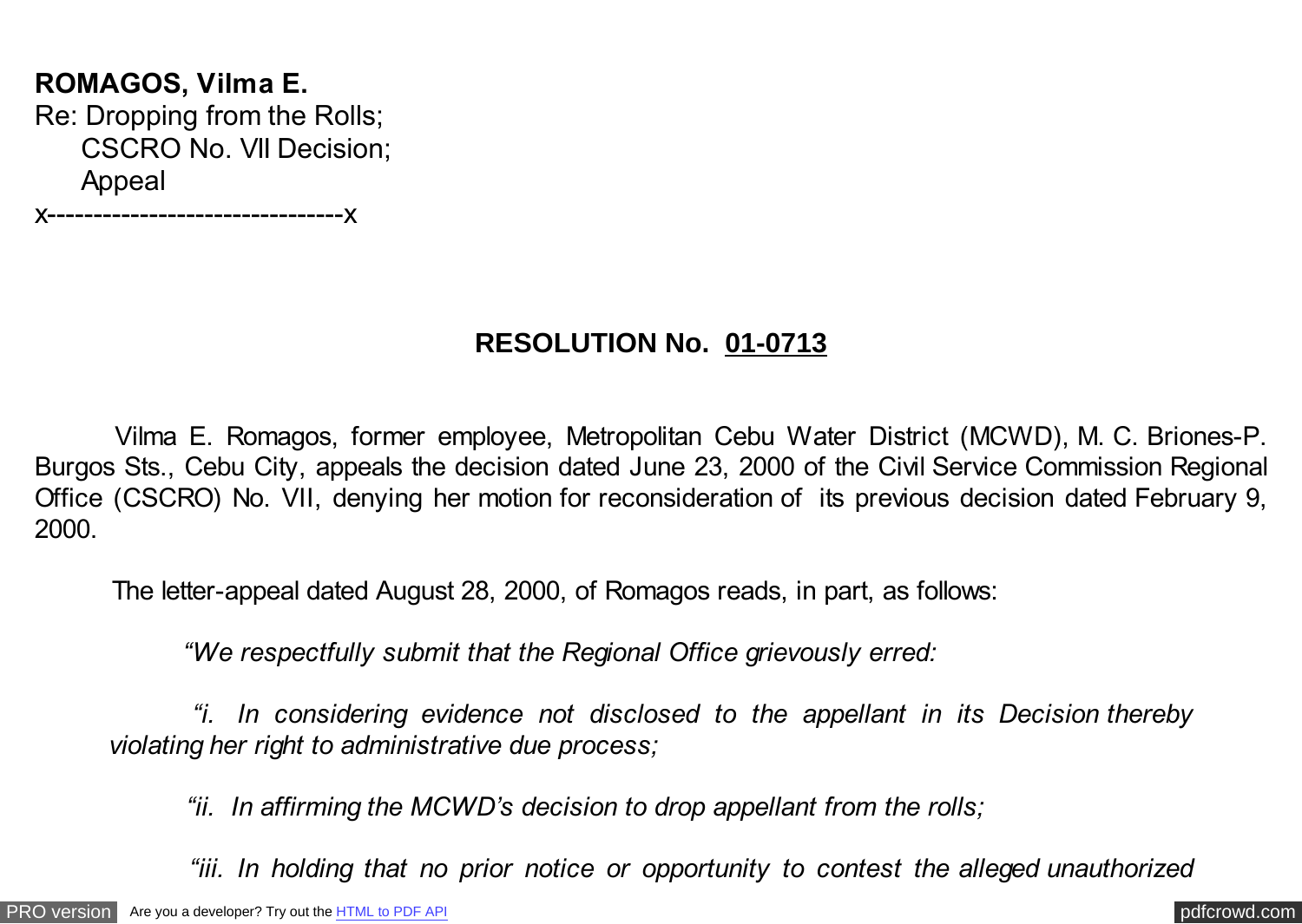**ROMAGOS, Vilma E.**
Re: Dropping from the Rolls;
CSCRO No. VII Decision;
Appeal
x--------------------------------x

## RESOLUTION No. 01-0713

Vilma E. Romagos, former employee, Metropolitan Cebu Water District (MCWD), M. C. Briones-P. Burgos Sts., Cebu City, appeals the decision dated June 23, 2000 of the Civil Service Commission Regional Office (CSCRO) No. VII, denying her motion for reconsideration of its previous decision dated February 9, 2000.

The letter-appeal dated August 28, 2000, of Romagos reads, in part, as follows:

*"We respectfully submit that the Regional Office grievously erred:*

*"i. In considering evidence not disclosed to the appellant in its Decision thereby violating her right to administrative due process;*

*"ii. In affirming the MCWD's decision to drop appellant from the rolls;*

*"iii. In holding that no prior notice or opportunity to contest the alleged unauthorized*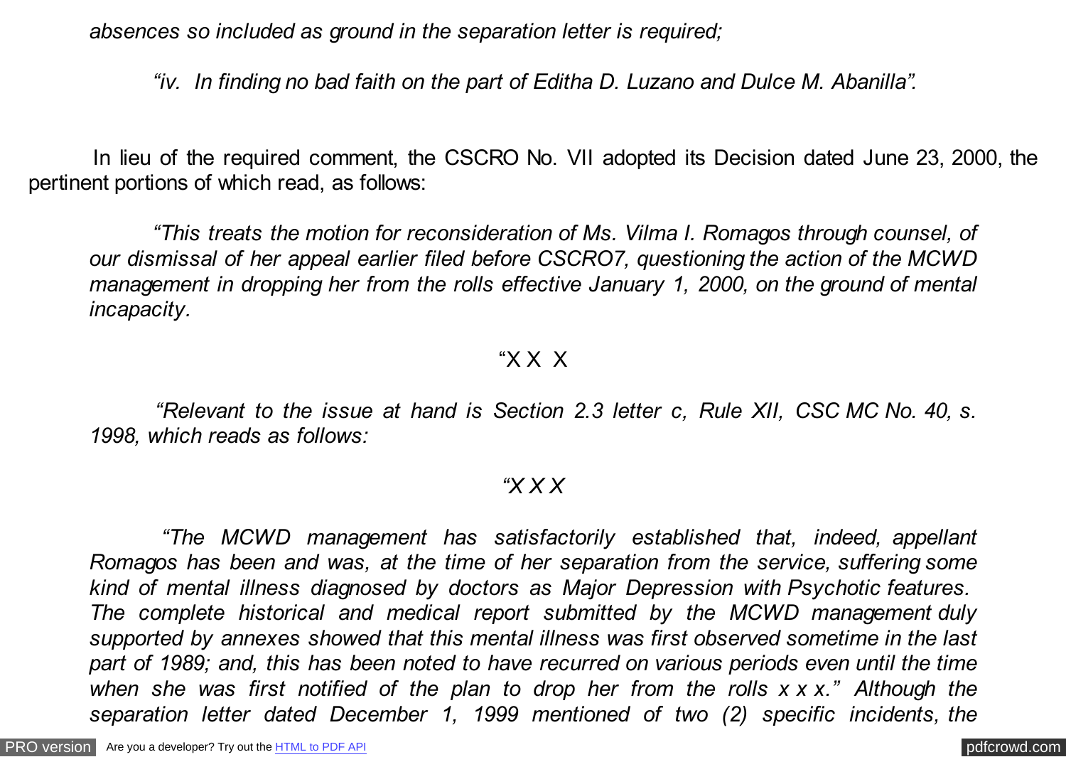*absences so included as ground in the separation letter is required;*

*"iv. In finding no bad faith on the part of Editha D. Luzano and Dulce M. Abanilla".*

In lieu of the required comment, the CSCRO No. VII adopted its Decision dated June 23, 2000, the pertinent portions of which read, as follows:

*"This treats the motion for reconsideration of Ms. Vilma I. Romagos through counsel, of our dismissal of her appeal earlier filed before CSCRO7, questioning the action of the MCWD management in dropping her from the rolls effective January 1, 2000, on the ground of mental incapacity.*

"X X X

*"Relevant to the issue at hand is Section 2.3 letter c, Rule XII, CSC MC No. 40, s. 1998, which reads as follows:*

*"X X X*

*"The MCWD management has satisfactorily established that, indeed, appellant Romagos has been and was, at the time of her separation from the service, suffering some kind of mental illness diagnosed by doctors as Major Depression with Psychotic features. The complete historical and medical report submitted by the MCWD management duly supported by annexes showed that this mental illness was first observed sometime in the last part of 1989; and, this has been noted to have recurred on various periods even until the time when she was first notified of the plan to drop her from the rolls x x x." Although the separation letter dated December 1, 1999 mentioned of two (2) specific incidents, the*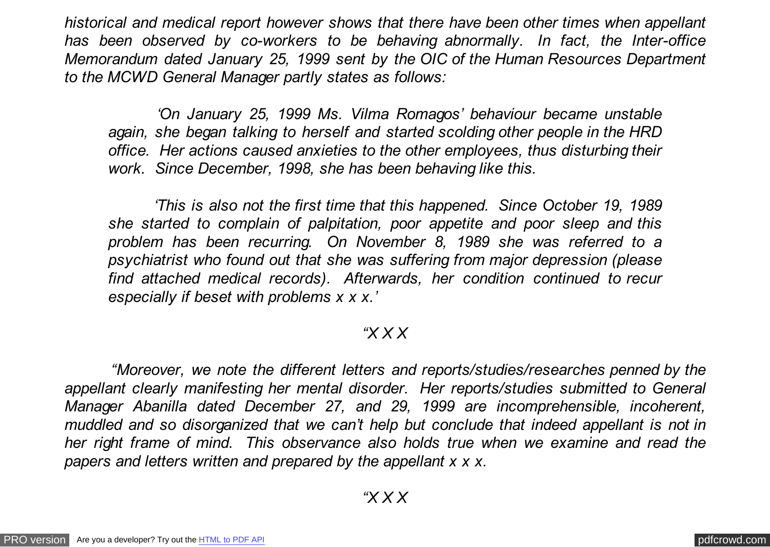*historical and medical report however shows that there have been other times when appellant has been observed by co-workers to be behaving abnormally. In fact, the Inter-office Memorandum dated January 25, 1999 sent by the OIC of the Human Resources Department to the MCWD General Manager partly states as follows:*

> *'On January 25, 1999 Ms. Vilma Romagos' behaviour became unstable again, she began talking to herself and started scolding other people in the HRD office. Her actions caused anxieties to the other employees, thus disturbing their work. Since December, 1998, she has been behaving like this.*
>
> *'This is also not the first time that this happened. Since October 19, 1989 she started to complain of palpitation, poor appetite and poor sleep and this problem has been recurring. On November 8, 1989 she was referred to a psychiatrist who found out that she was suffering from major depression (please find attached medical records). Afterwards, her condition continued to recur especially if beset with problems x x x.'*

*"X X X*

*"Moreover, we note the different letters and reports/studies/researches penned by the appellant clearly manifesting her mental disorder. Her reports/studies submitted to General Manager Abanilla dated December 27, and 29, 1999 are incomprehensible, incoherent, muddled and so disorganized that we can't help but conclude that indeed appellant is not in her right frame of mind. This observance also holds true when we examine and read the papers and letters written and prepared by the appellant x x x.*

*"X X X*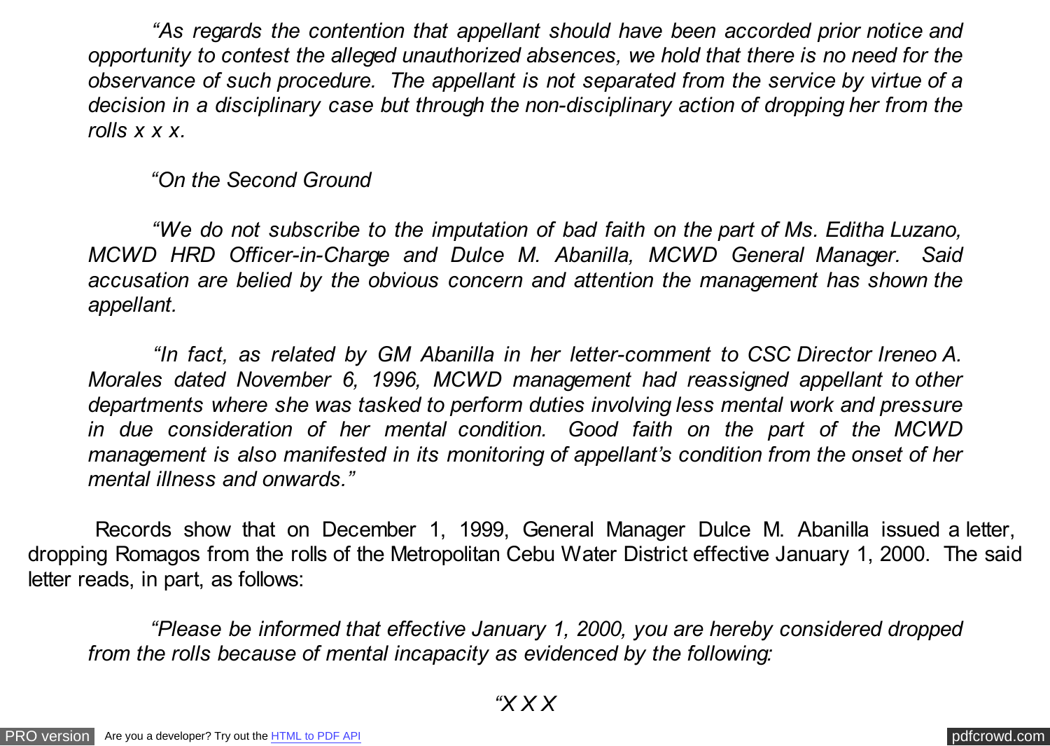*"As regards the contention that appellant should have been accorded prior notice and opportunity to contest the alleged unauthorized absences, we hold that there is no need for the observance of such procedure. The appellant is not separated from the service by virtue of a decision in a disciplinary case but through the non-disciplinary action of dropping her from the rolls x x x.*

*"On the Second Ground*

*"We do not subscribe to the imputation of bad faith on the part of Ms. Editha Luzano, MCWD HRD Officer-in-Charge and Dulce M. Abanilla, MCWD General Manager. Said accusation are belied by the obvious concern and attention the management has shown the appellant.*

*"In fact, as related by GM Abanilla in her letter-comment to CSC Director Ireneo A. Morales dated November 6, 1996, MCWD management had reassigned appellant to other departments where she was tasked to perform duties involving less mental work and pressure in due consideration of her mental condition. Good faith on the part of the MCWD management is also manifested in its monitoring of appellant's condition from the onset of her mental illness and onwards."*

Records show that on December 1, 1999, General Manager Dulce M. Abanilla issued a letter, dropping Romagos from the rolls of the Metropolitan Cebu Water District effective January 1, 2000. The said letter reads, in part, as follows:

*"Please be informed that effective January 1, 2000, you are hereby considered dropped from the rolls because of mental incapacity as evidenced by the following:*

*"X X X*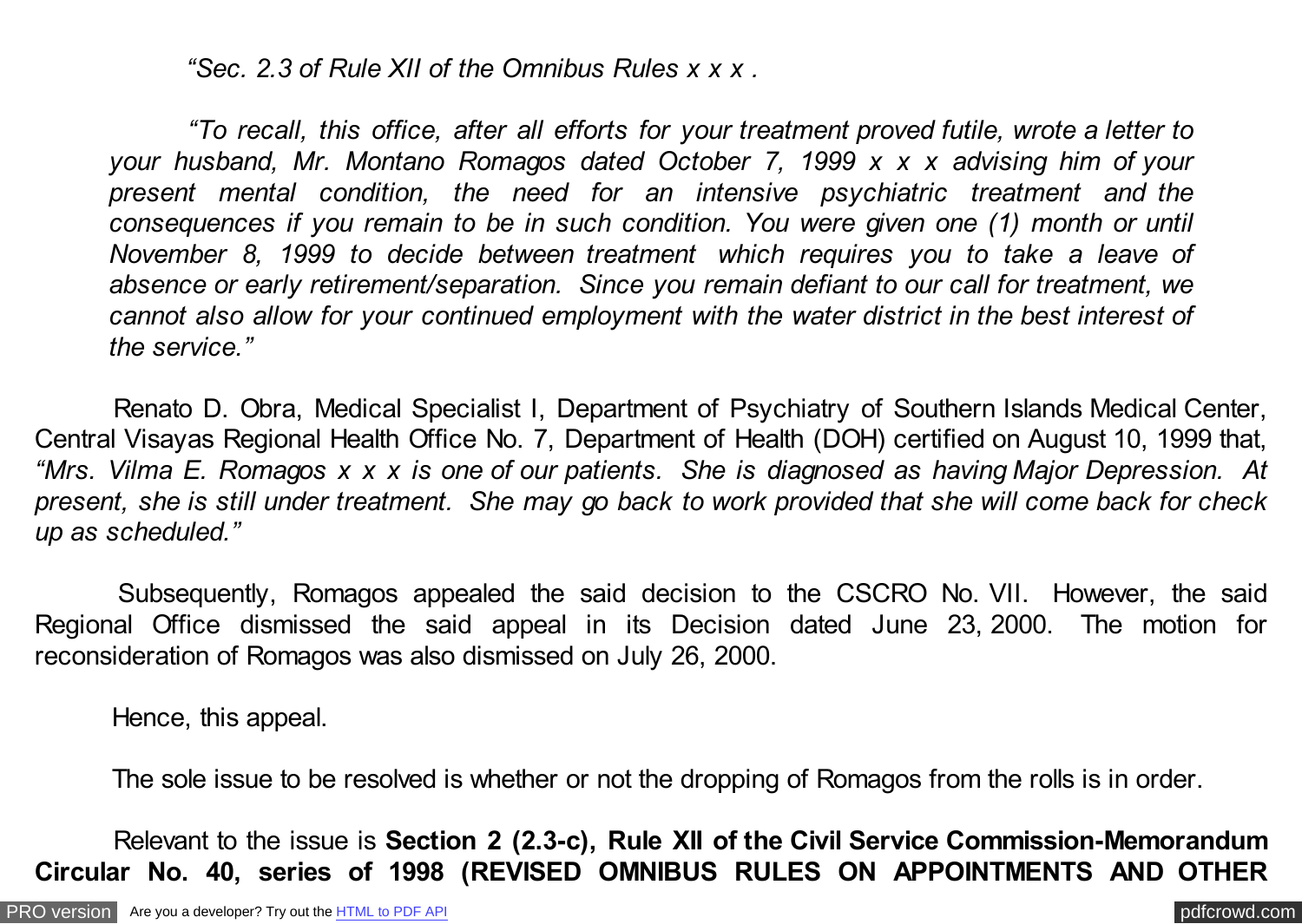*"Sec. 2.3 of Rule XII of the Omnibus Rules x x x .*

*"To recall, this office, after all efforts for your treatment proved futile, wrote a letter to your husband, Mr. Montano Romagos dated October 7, 1999 x x x advising him of your present mental condition, the need for an intensive psychiatric treatment and the consequences if you remain to be in such condition. You were given one (1) month or until November 8, 1999 to decide between treatment which requires you to take a leave of absence or early retirement/separation. Since you remain defiant to our call for treatment, we cannot also allow for your continued employment with the water district in the best interest of the service."*

Renato D. Obra, Medical Specialist I, Department of Psychiatry of Southern Islands Medical Center, Central Visayas Regional Health Office No. 7, Department of Health (DOH) certified on August 10, 1999 that, *"Mrs. Vilma E. Romagos x x x is one of our patients. She is diagnosed as having Major Depression. At present, she is still under treatment. She may go back to work provided that she will come back for check up as scheduled."*

Subsequently, Romagos appealed the said decision to the CSCRO No. VII. However, the said Regional Office dismissed the said appeal in its Decision dated June 23, 2000. The motion for reconsideration of Romagos was also dismissed on July 26, 2000.

Hence, this appeal.

The sole issue to be resolved is whether or not the dropping of Romagos from the rolls is in order.

Relevant to the issue is **Section 2 (2.3-c), Rule XII of the Civil Service Commission-Memorandum Circular No. 40, series of 1998 (REVISED OMNIBUS RULES ON APPOINTMENTS AND OTHER**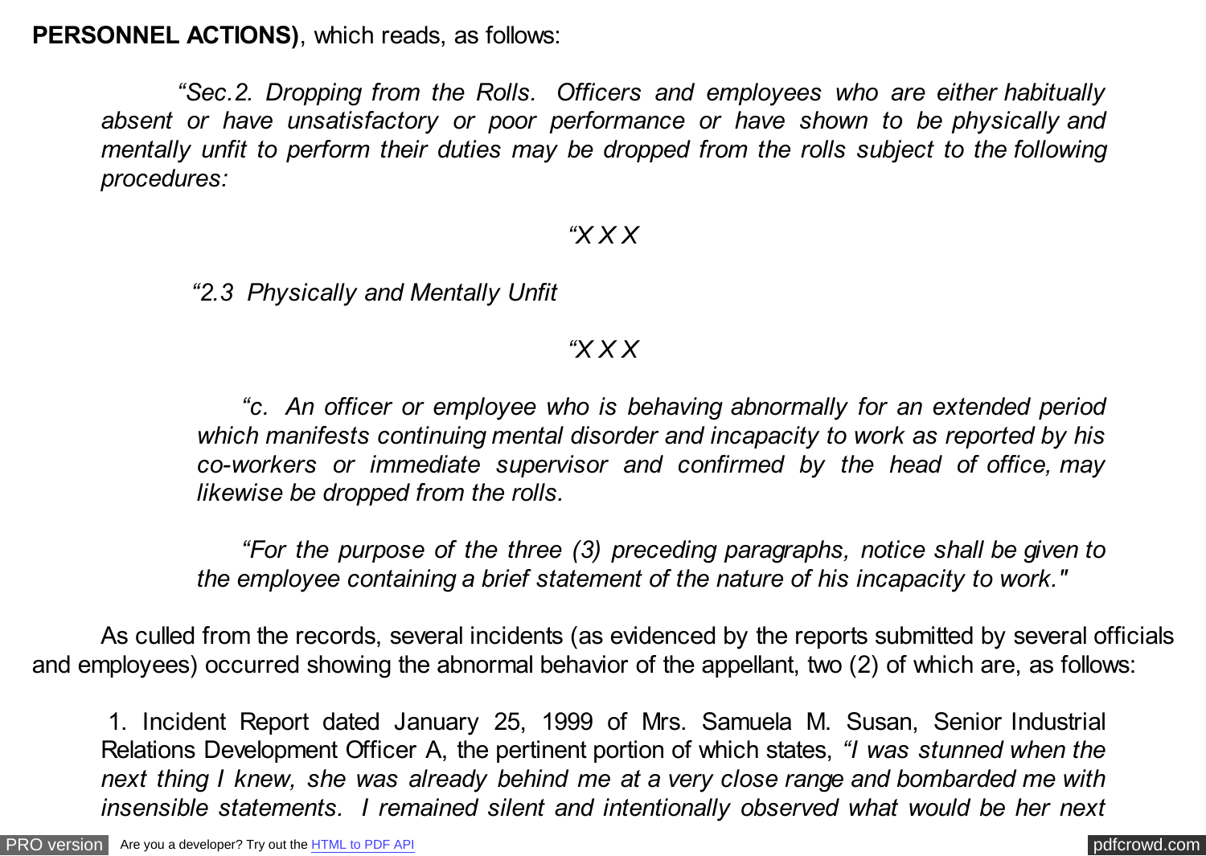**PERSONNEL ACTIONS)**, which reads, as follows:

> *"Sec.2. Dropping from the Rolls. Officers and employees who are either habitually absent or have unsatisfactory or poor performance or have shown to be physically and mentally unfit to perform their duties may be dropped from the rolls subject to the following procedures:*
>
> *"X X X*
>
> *"2.3 Physically and Mentally Unfit*
>
> *"X X X*
>
> *"c. An officer or employee who is behaving abnormally for an extended period which manifests continuing mental disorder and incapacity to work as reported by his co-workers or immediate supervisor and confirmed by the head of office, may likewise be dropped from the rolls.*
>
> *"For the purpose of the three (3) preceding paragraphs, notice shall be given to the employee containing a brief statement of the nature of his incapacity to work."*

As culled from the records, several incidents (as evidenced by the reports submitted by several officials and employees) occurred showing the abnormal behavior of the appellant, two (2) of which are, as follows:

1. Incident Report dated January 25, 1999 of Mrs. Samuela M. Susan, Senior Industrial Relations Development Officer A, the pertinent portion of which states, *"I was stunned when the next thing I knew, she was already behind me at a very close range and bombarded me with insensible statements. I remained silent and intentionally observed what would be her next*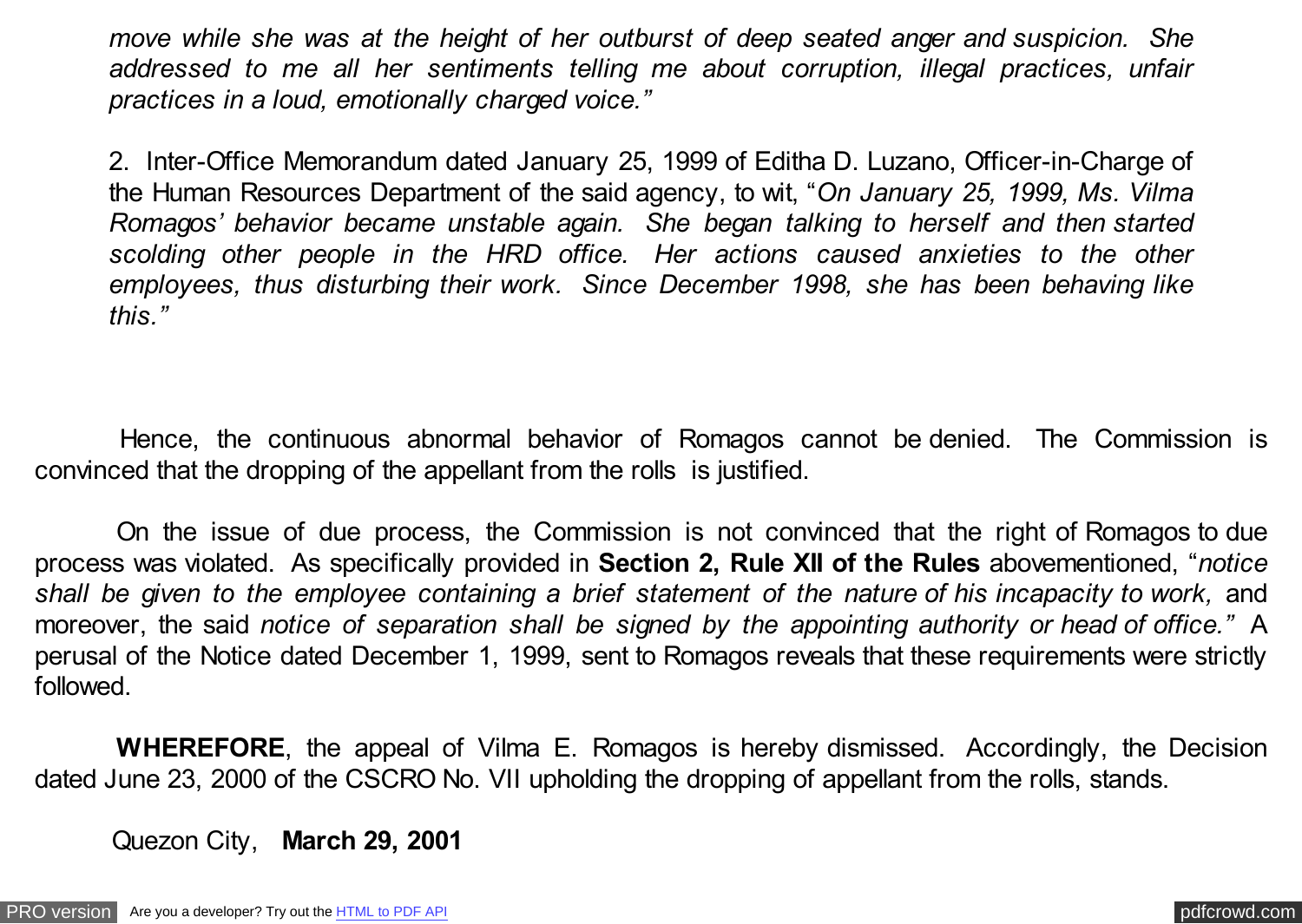*move while she was at the height of her outburst of deep seated anger and suspicion. She addressed to me all her sentiments telling me about corruption, illegal practices, unfair practices in a loud, emotionally charged voice."*

2. Inter-Office Memorandum dated January 25, 1999 of Editha D. Luzano, Officer-in-Charge of the Human Resources Department of the said agency, to wit, "*On January 25, 1999, Ms. Vilma Romagos' behavior became unstable again. She began talking to herself and then started scolding other people in the HRD office. Her actions caused anxieties to the other employees, thus disturbing their work. Since December 1998, she has been behaving like this."*

Hence, the continuous abnormal behavior of Romagos cannot be denied. The Commission is convinced that the dropping of the appellant from the rolls is justified.

On the issue of due process, the Commission is not convinced that the right of Romagos to due process was violated. As specifically provided in **Section 2, Rule XII of the Rules** abovementioned, "*notice shall be given to the employee containing a brief statement of the nature of his incapacity to work,* and moreover, the said *notice of separation shall be signed by the appointing authority or head of office."* A perusal of the Notice dated December 1, 1999, sent to Romagos reveals that these requirements were strictly followed.

**WHEREFORE**, the appeal of Vilma E. Romagos is hereby dismissed. Accordingly, the Decision dated June 23, 2000 of the CSCRO No. VII upholding the dropping of appellant from the rolls, stands.

Quezon City, **March 29, 2001**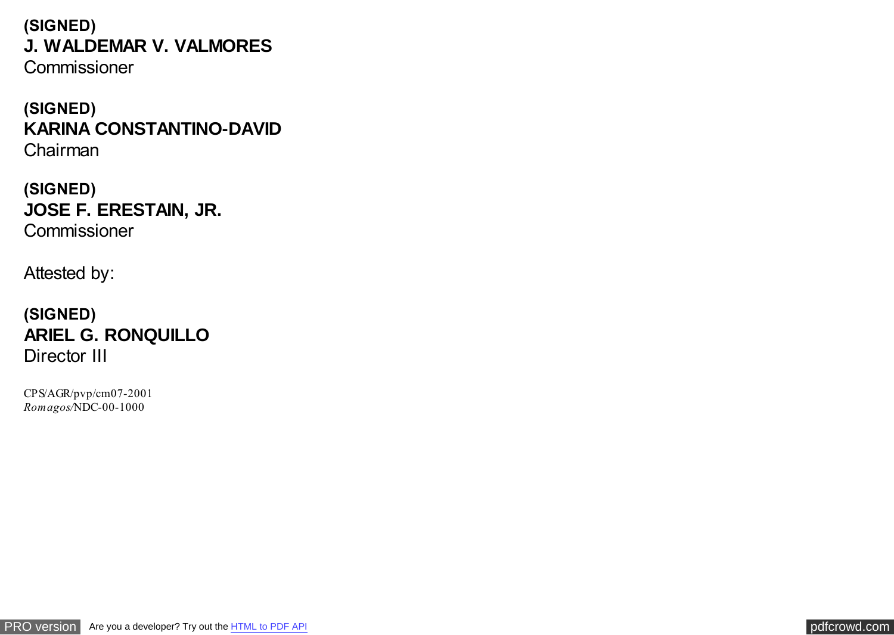**(SIGNED)**
**J. WALDEMAR V. VALMORES**
Commissioner

**(SIGNED)**
**KARINA CONSTANTINO-DAVID**
Chairman

**(SIGNED)**
**JOSE F. ERESTAIN, JR.**
Commissioner

Attested by:

**(SIGNED)**
**ARIEL G. RONQUILLO**
Director III

CPS/AGR/pvp/cm07-2001
*Romagos*/NDC-00-1000